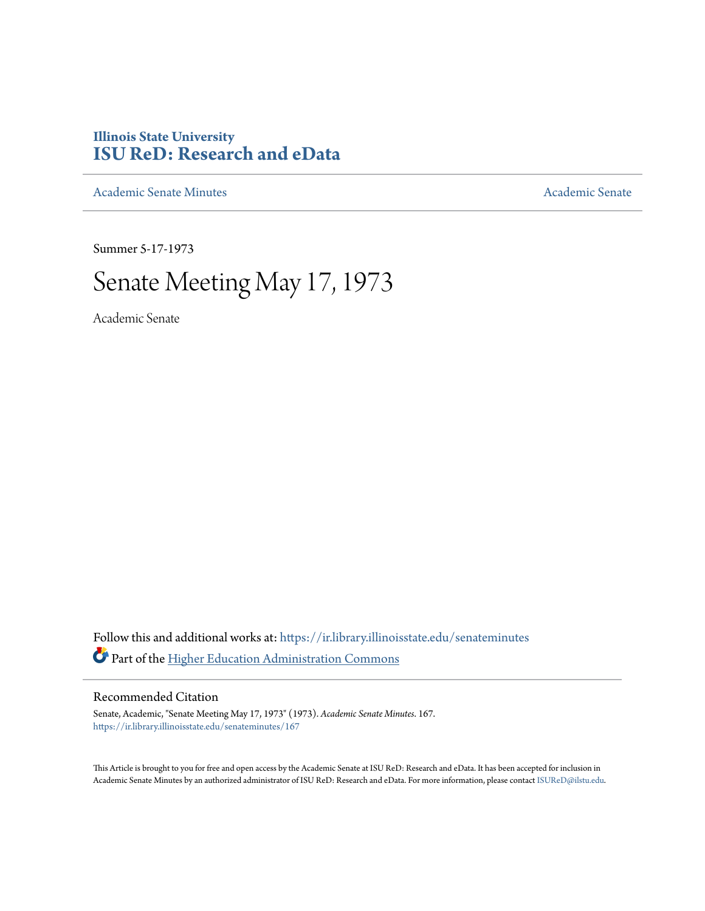# Illinois State University
# ISU ReD: Research and eData

Academic Senate Minutes | Academic Senate

Summer 5-17-1973

# Senate Meeting May 17, 1973

Academic Senate

Follow this and additional works at: https://ir.library.illinoisstate.edu/senateminutes

Part of the Higher Education Administration Commons

## Recommended Citation

Senate, Academic, "Senate Meeting May 17, 1973" (1973). *Academic Senate Minutes*. 167.
https://ir.library.illinoisstate.edu/senateminutes/167

This Article is brought to you for free and open access by the Academic Senate at ISU ReD: Research and eData. It has been accepted for inclusion in Academic Senate Minutes by an authorized administrator of ISU ReD: Research and eData. For more information, please contact ISUReD@ilstu.edu.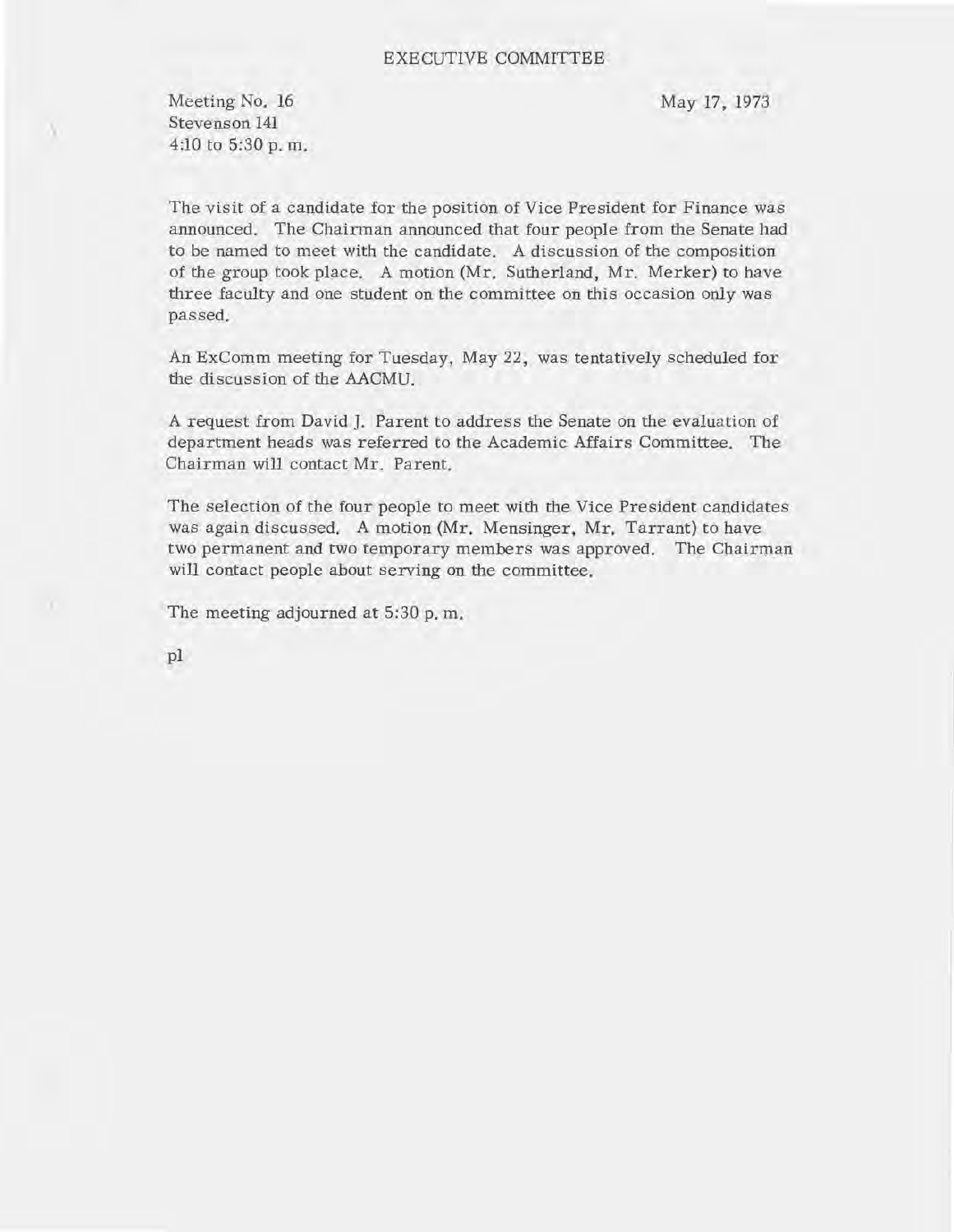# EXECUTIVE COMMITTEE

Meeting No. 16
Stevenson 141
4:10 to 5:30 p. m.

May 17, 1973

The visit of a candidate for the position of Vice President for Finance was announced. The Chairman announced that four people from the Senate had to be named to meet with the candidate. A discussion of the composition of the group took place. A motion (Mr. Sutherland, Mr. Merker) to have three faculty and one student on the committee on this occasion only was passed.

An ExComm meeting for Tuesday, May 22, was tentatively scheduled for the discussion of the AACMU.

A request from David J. Parent to address the Senate on the evaluation of department heads was referred to the Academic Affairs Committee. The Chairman will contact Mr. Parent.

The selection of the four people to meet with the Vice President candidates was again discussed. A motion (Mr. Mensinger, Mr. Tarrant) to have two permanent and two temporary members was approved. The Chairman will contact people about serving on the committee.

The meeting adjourned at 5:30 p. m.

pl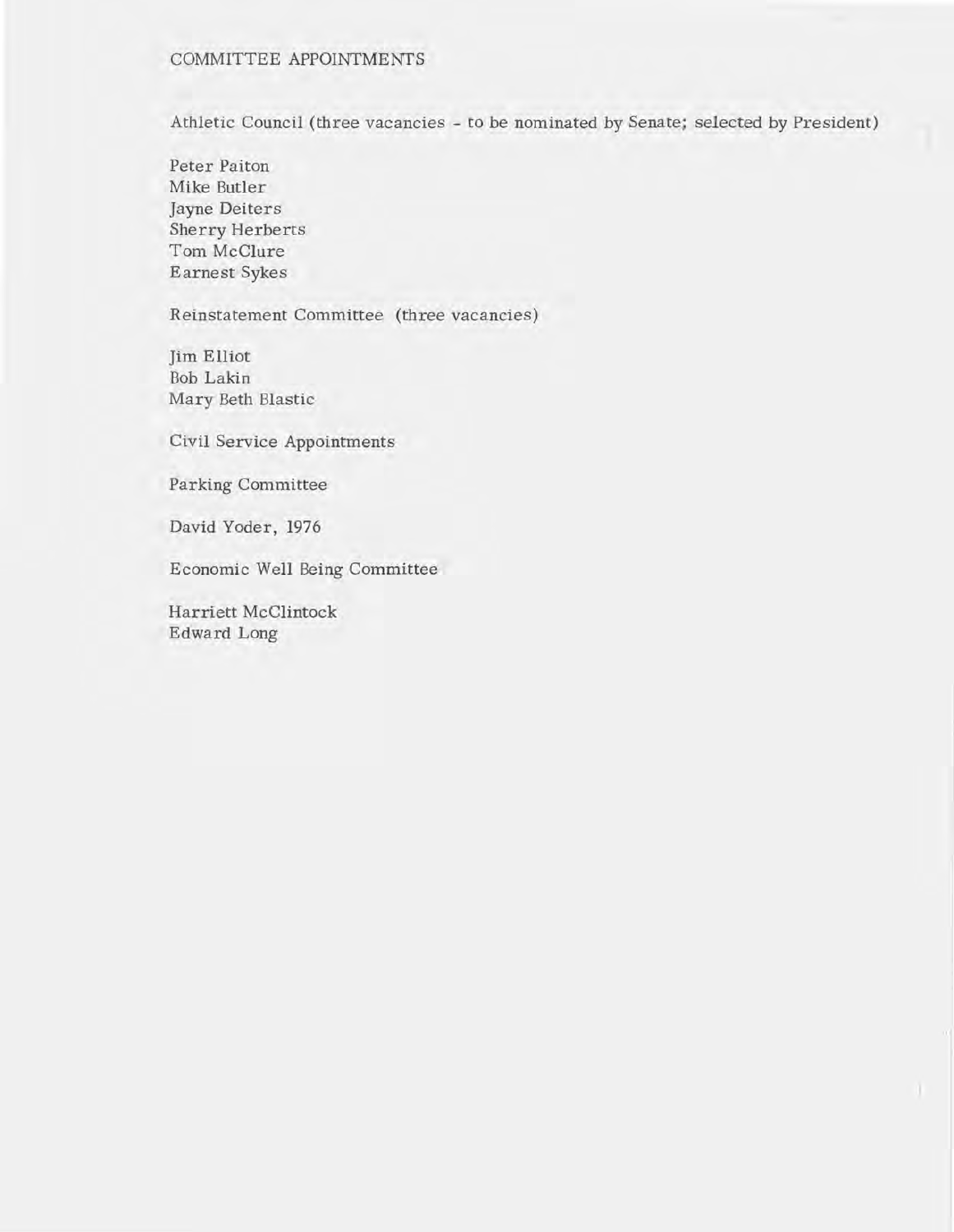# COMMITTEE APPOINTMENTS

Athletic Council (three vacancies - to be nominated by Senate; selected by President)

Peter Paiton
Mike Butler
Jayne Deiters
Sherry Herberts
Tom McClure
Earnest Sykes

Reinstatement Committee (three vacancies)

Jim Elliot
Bob Lakin
Mary Beth Blastic

Civil Service Appointments

Parking Committee

David Yoder, 1976

Economic Well Being Committee

Harriett McClintock
Edward Long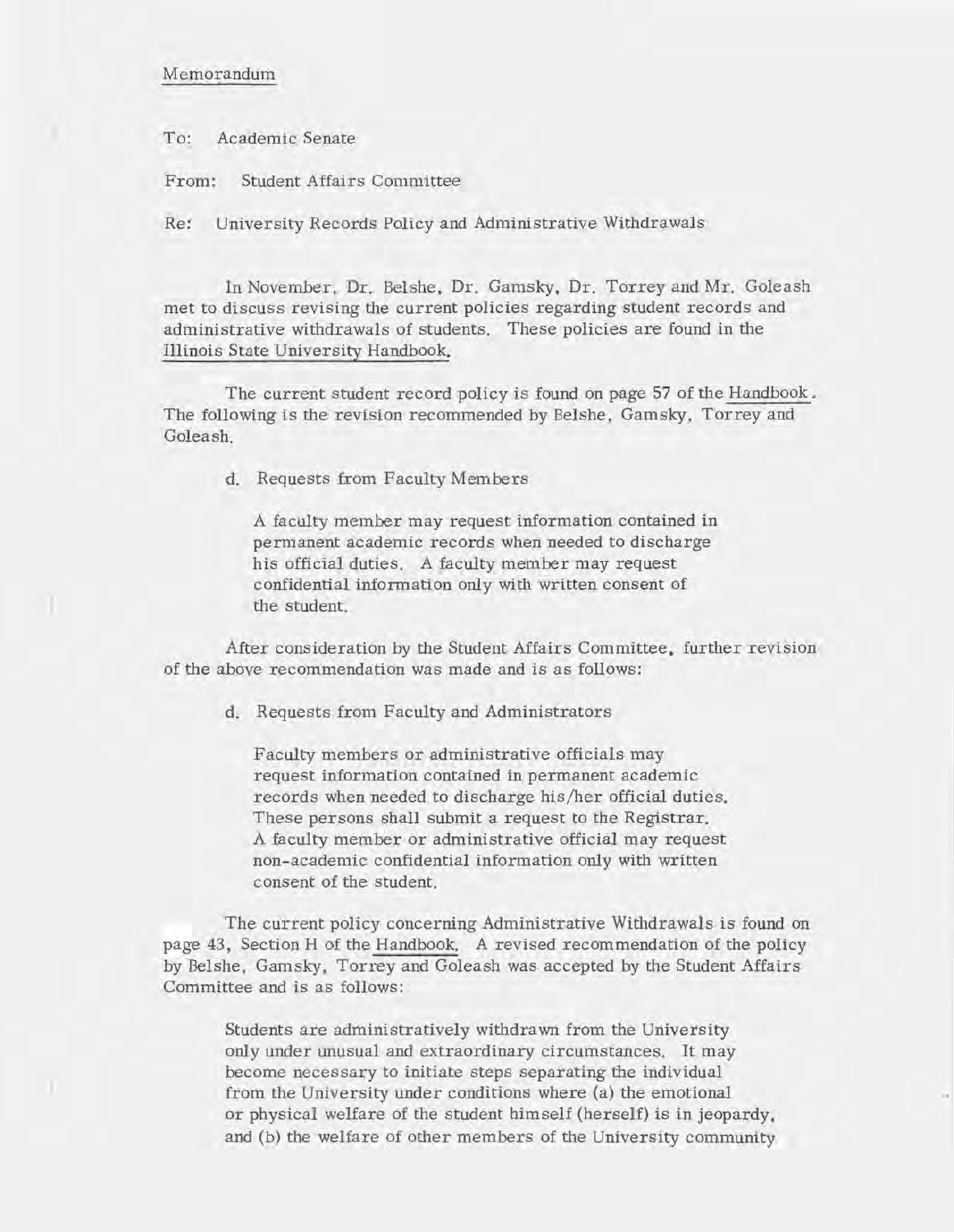Memorandum

To: Academic Senate

From: Student Affairs Committee

Re: University Records Policy and Administrative Withdrawals

In November, Dr. Belshe, Dr. Gamsky, Dr. Torrey and Mr. Goleash met to discuss revising the current policies regarding student records and administrative withdrawals of students. These policies are found in the Illinois State University Handbook.

The current student record policy is found on page 57 of the Handbook. The following is the revision recommended by Belshe, Gamsky, Torrey and Goleash.

> d. Requests from Faculty Members
>
> A faculty member may request information contained in permanent academic records when needed to discharge his official duties. A faculty member may request confidential information only with written consent of the student.

After consideration by the Student Affairs Committee, further revision of the above recommendation was made and is as follows:

> d. Requests from Faculty and Administrators
>
> Faculty members or administrative officials may request information contained in permanent academic records when needed to discharge his/her official duties. These persons shall submit a request to the Registrar. A faculty member or administrative official may request non-academic confidential information only with written consent of the student.

The current policy concerning Administrative Withdrawals is found on page 43, Section H of the Handbook. A revised recommendation of the policy by Belshe, Gamsky, Torrey and Goleash was accepted by the Student Affairs Committee and is as follows:

> Students are administratively withdrawn from the University only under unusual and extraordinary circumstances. It may become necessary to initiate steps separating the individual from the University under conditions where (a) the emotional or physical welfare of the student himself (herself) is in jeopardy, and (b) the welfare of other members of the University community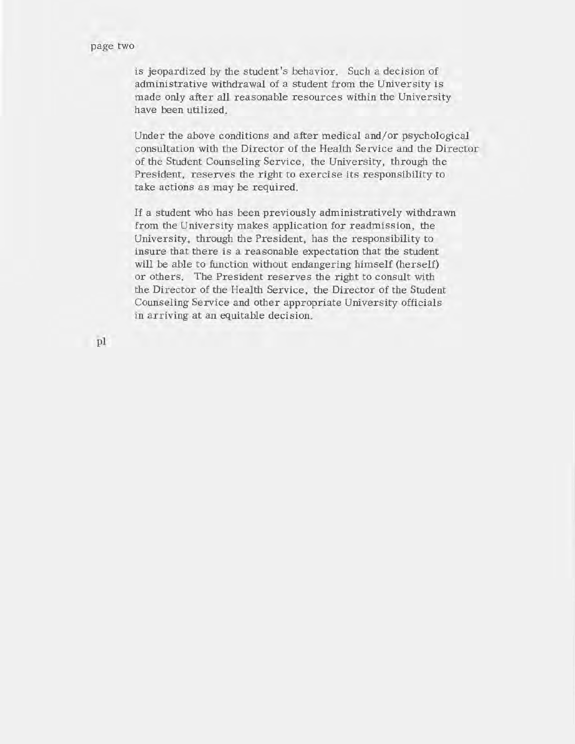is jeopardized by the student's behavior. Such a decision of administrative withdrawal of a student from the University is made only after all reasonable resources within the University have been utilized.

Under the above conditions and after medical and/or psychological consultation with the Director of the Health Service and the Director of the Student Counseling Service, the University, through the President, reserves the right to exercise its responsibility to take actions as may be required.

If a student who has been previously administratively withdrawn from the University makes application for readmission, the University, through the President, has the responsibility to insure that there is a reasonable expectation that the student will be able to function without endangering himself (herself) or others. The President reserves the right to consult with the Director of the Health Service, the Director of the Student Counseling Service and other appropriate University officials in arriving at an equitable decision.

pl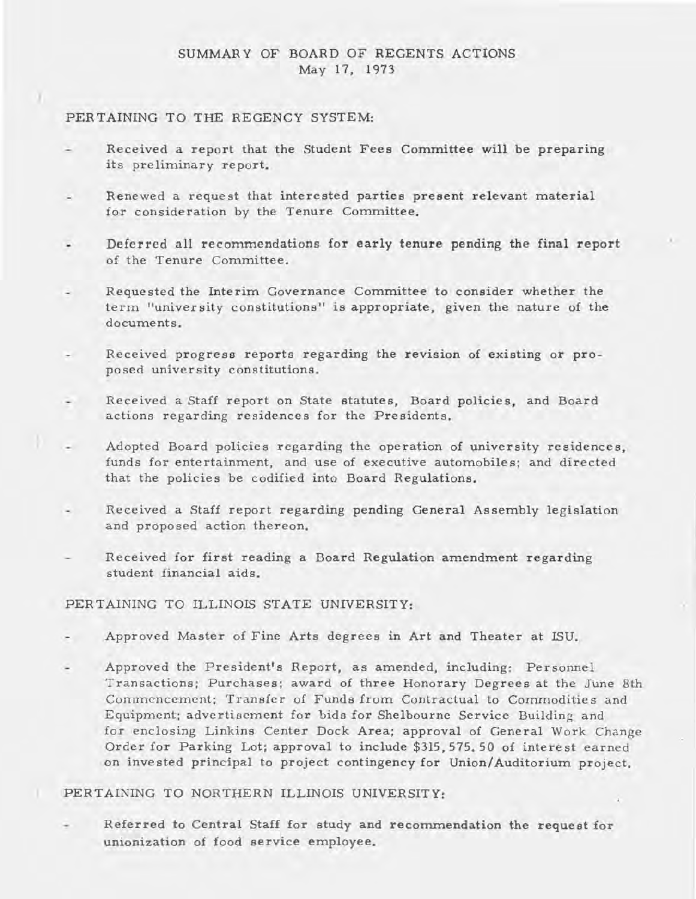# SUMMARY OF BOARD OF REGENTS ACTIONS
May 17, 1973

## PERTAINING TO THE REGENCY SYSTEM:

- Received a report that the Student Fees Committee will be preparing its preliminary report.
- Renewed a request that interested parties present relevant material for consideration by the Tenure Committee.
- Deferred all recommendations for early tenure pending the final report of the Tenure Committee.
- Requested the Interim Governance Committee to consider whether the term "university constitutions" is appropriate, given the nature of the documents.
- Received progress reports regarding the revision of existing or proposed university constitutions.
- Received a Staff report on State statutes, Board policies, and Board actions regarding residences for the Presidents.
- Adopted Board policies regarding the operation of university residences, funds for entertainment, and use of executive automobiles; and directed that the policies be codified into Board Regulations.
- Received a Staff report regarding pending General Assembly legislation and proposed action thereon.
- Received for first reading a Board Regulation amendment regarding student financial aids.

## PERTAINING TO ILLINOIS STATE UNIVERSITY:

- Approved Master of Fine Arts degrees in Art and Theater at ISU.
- Approved the President's Report, as amended, including: Personnel Transactions; Purchases; award of three Honorary Degrees at the June 8th Commencement; Transfer of Funds from Contractual to Commodities and Equipment; advertisement for bids for Shelbourne Service Building and for enclosing Linkins Center Dock Area; approval of General Work Change Order for Parking Lot; approval to include $315,575.50 of interest earned on invested principal to project contingency for Union/Auditorium project.

## PERTAINING TO NORTHERN ILLINOIS UNIVERSITY:

- Referred to Central Staff for study and recommendation the request for unionization of food service employee.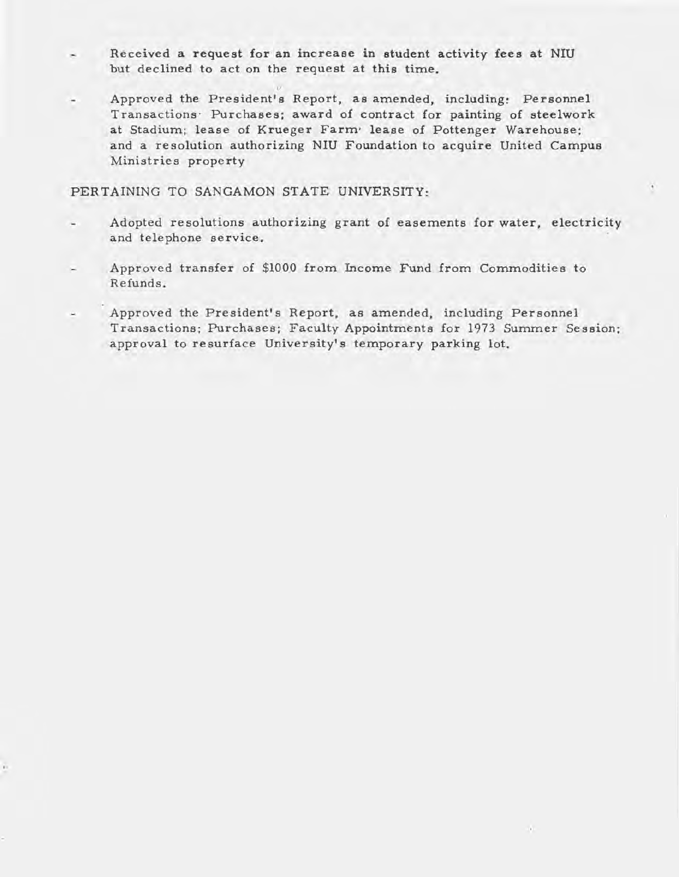- Received a request for an increase in student activity fees at NIU but declined to act on the request at this time.

- Approved the President's Report, as amended, including: Personnel Transactions· Purchases; award of contract for painting of steelwork at Stadium; lease of Krueger Farm· lease of Pottenger Warehouse; and a resolution authorizing NIU Foundation to acquire United Campus Ministries property

PERTAINING TO SANGAMON STATE UNIVERSITY:

- Adopted resolutions authorizing grant of easements for water, electricity and telephone service.

- Approved transfer of $1000 from Income Fund from Commodities to Refunds.

- Approved the President's Report, as amended, including Personnel Transactions; Purchases; Faculty Appointments for 1973 Summer Session; approval to resurface University's temporary parking lot.